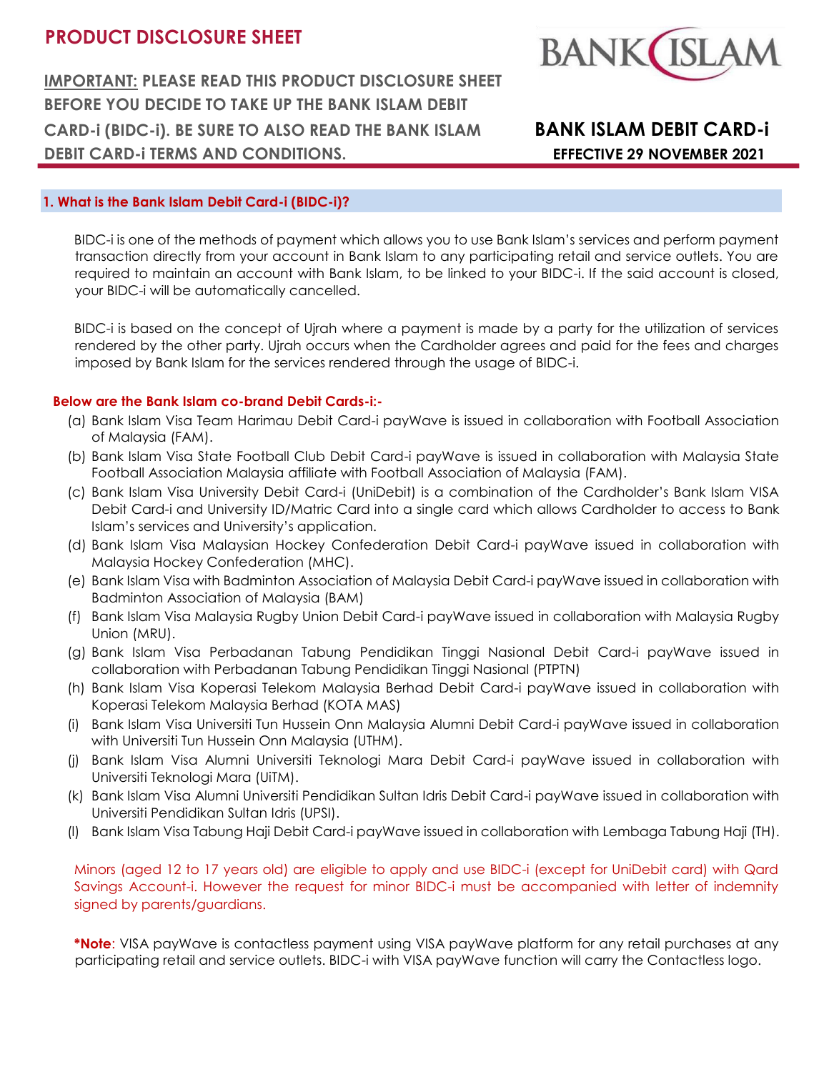# PRODUCT DISCLOSURE SHEET

**IMPORTANT: PLEASE READ THIS PRODUCT DISCLOSURE SHEET BEFORE YOU DECIDE TO TAKE UP THE BANK ISLAM DEBIT CARD-i (BIDC-i). BE SURE TO ALSO READ THE BANK ISLAM DEBIT CARD-i TERMS AND CONDITIONS.**

**BANK ISLAM DEBIT CARD-i**
**EFFECTIVE 29 NOVEMBER 2021**

## 1. What is the Bank Islam Debit Card-i (BIDC-i)?

BIDC-i is one of the methods of payment which allows you to use Bank Islam's services and perform payment transaction directly from your account in Bank Islam to any participating retail and service outlets. You are required to maintain an account with Bank Islam, to be linked to your BIDC-i. If the said account is closed, your BIDC-i will be automatically cancelled.

BIDC-i is based on the concept of Ujrah where a payment is made by a party for the utilization of services rendered by the other party. Ujrah occurs when the Cardholder agrees and paid for the fees and charges imposed by Bank Islam for the services rendered through the usage of BIDC-i.

**Below are the Bank Islam co-brand Debit Cards-i:-**

(a) Bank Islam Visa Team Harimau Debit Card-i payWave is issued in collaboration with Football Association of Malaysia (FAM).
(b) Bank Islam Visa State Football Club Debit Card-i payWave is issued in collaboration with Malaysia State Football Association Malaysia affiliate with Football Association of Malaysia (FAM).
(c) Bank Islam Visa University Debit Card-i (UniDebit) is a combination of the Cardholder's Bank Islam VISA Debit Card-i and University ID/Matric Card into a single card which allows Cardholder to access to Bank Islam's services and University's application.
(d) Bank Islam Visa Malaysian Hockey Confederation Debit Card-i payWave issued in collaboration with Malaysia Hockey Confederation (MHC).
(e) Bank Islam Visa with Badminton Association of Malaysia Debit Card-i payWave issued in collaboration with Badminton Association of Malaysia (BAM)
(f) Bank Islam Visa Malaysia Rugby Union Debit Card-i payWave issued in collaboration with Malaysia Rugby Union (MRU).
(g) Bank Islam Visa Perbadanan Tabung Pendidikan Tinggi Nasional Debit Card-i payWave issued in collaboration with Perbadanan Tabung Pendidikan Tinggi Nasional (PTPTN)
(h) Bank Islam Visa Koperasi Telekom Malaysia Berhad Debit Card-i payWave issued in collaboration with Koperasi Telekom Malaysia Berhad (KOTA MAS)
(i) Bank Islam Visa Universiti Tun Hussein Onn Malaysia Alumni Debit Card-i payWave issued in collaboration with Universiti Tun Hussein Onn Malaysia (UTHM).
(j) Bank Islam Visa Alumni Universiti Teknologi Mara Debit Card-i payWave issued in collaboration with Universiti Teknologi Mara (UiTM).
(k) Bank Islam Visa Alumni Universiti Pendidikan Sultan Idris Debit Card-i payWave issued in collaboration with Universiti Pendidikan Sultan Idris (UPSI).
(l) Bank Islam Visa Tabung Haji Debit Card-i payWave issued in collaboration with Lembaga Tabung Haji (TH).

Minors (aged 12 to 17 years old) are eligible to apply and use BIDC-i (except for UniDebit card) with Qard Savings Account-i. However the request for minor BIDC-i must be accompanied with letter of indemnity signed by parents/guardians.

***Note**: VISA payWave is contactless payment using VISA payWave platform for any retail purchases at any participating retail and service outlets. BIDC-i with VISA payWave function will carry the Contactless logo.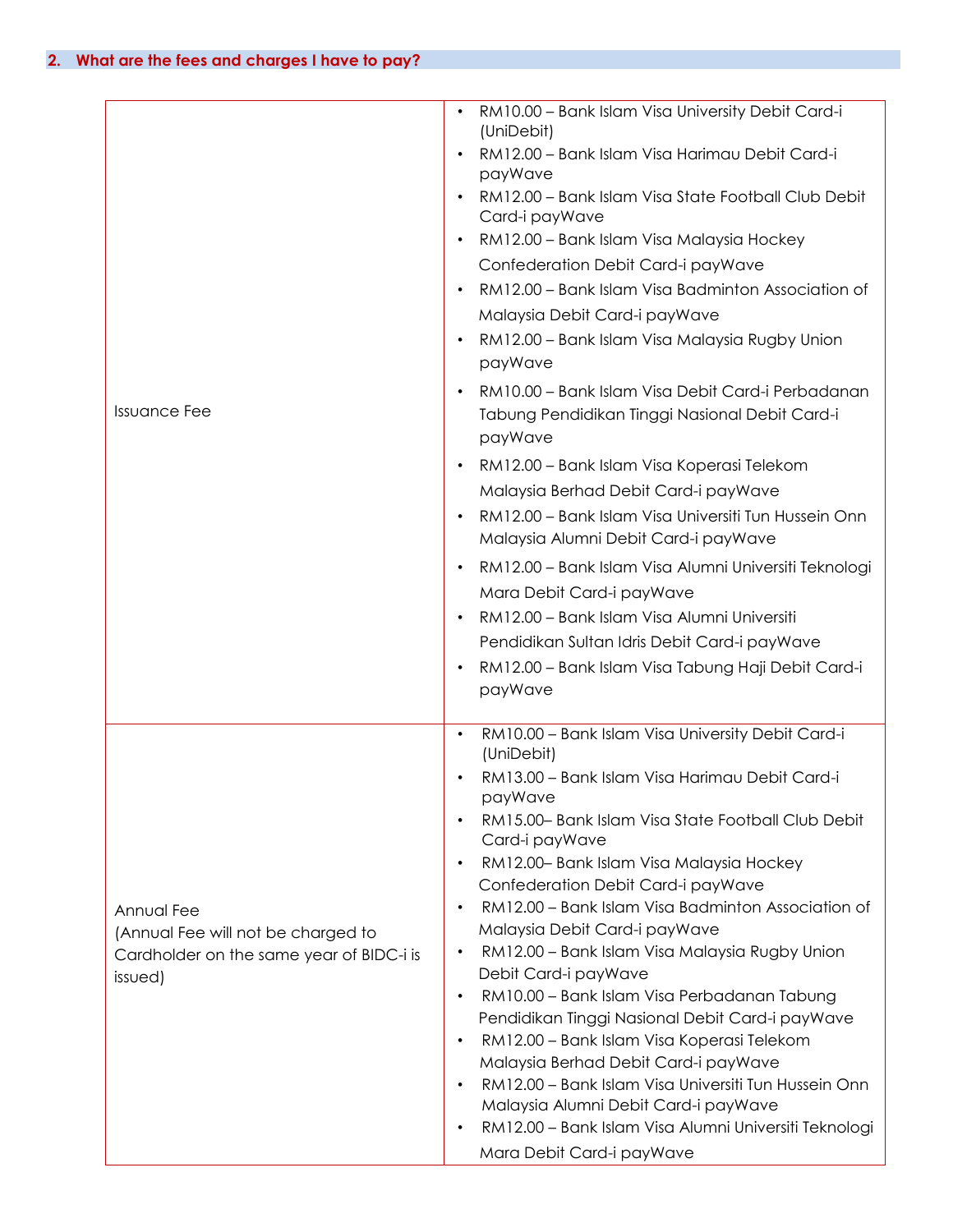## 2. What are the fees and charges I have to pay?

| | |
|---|---|
| Issuance Fee | • RM10.00 – Bank Islam Visa University Debit Card-i (UniDebit)<br>• RM12.00 – Bank Islam Visa Harimau Debit Card-i payWave<br>• RM12.00 – Bank Islam Visa State Football Club Debit Card-i payWave<br>• RM12.00 – Bank Islam Visa Malaysia Hockey Confederation Debit Card-i payWave<br>• RM12.00 – Bank Islam Visa Badminton Association of Malaysia Debit Card-i payWave<br>• RM12.00 – Bank Islam Visa Malaysia Rugby Union payWave<br>• RM10.00 – Bank Islam Visa Debit Card-i Perbadanan Tabung Pendidikan Tinggi Nasional Debit Card-i payWave<br>• RM12.00 – Bank Islam Visa Koperasi Telekom Malaysia Berhad Debit Card-i payWave<br>• RM12.00 – Bank Islam Visa Universiti Tun Hussein Onn Malaysia Alumni Debit Card-i payWave<br>• RM12.00 – Bank Islam Visa Alumni Universiti Teknologi Mara Debit Card-i payWave<br>• RM12.00 – Bank Islam Visa Alumni Universiti Pendidikan Sultan Idris Debit Card-i payWave<br>• RM12.00 – Bank Islam Visa Tabung Haji Debit Card-i payWave |
| Annual Fee<br>(Annual Fee will not be charged to Cardholder on the same year of BIDC-i is issued) | • RM10.00 – Bank Islam Visa University Debit Card-i (UniDebit)<br>• RM13.00 – Bank Islam Visa Harimau Debit Card-i payWave<br>• RM15.00– Bank Islam Visa State Football Club Debit Card-i payWave<br>• RM12.00– Bank Islam Visa Malaysia Hockey Confederation Debit Card-i payWave<br>• RM12.00 – Bank Islam Visa Badminton Association of Malaysia Debit Card-i payWave<br>• RM12.00 – Bank Islam Visa Malaysia Rugby Union Debit Card-i payWave<br>• RM10.00 – Bank Islam Visa Perbadanan Tabung Pendidikan Tinggi Nasional Debit Card-i payWave<br>• RM12.00 – Bank Islam Visa Koperasi Telekom Malaysia Berhad Debit Card-i payWave<br>• RM12.00 – Bank Islam Visa Universiti Tun Hussein Onn Malaysia Alumni Debit Card-i payWave<br>• RM12.00 – Bank Islam Visa Alumni Universiti Teknologi Mara Debit Card-i payWave |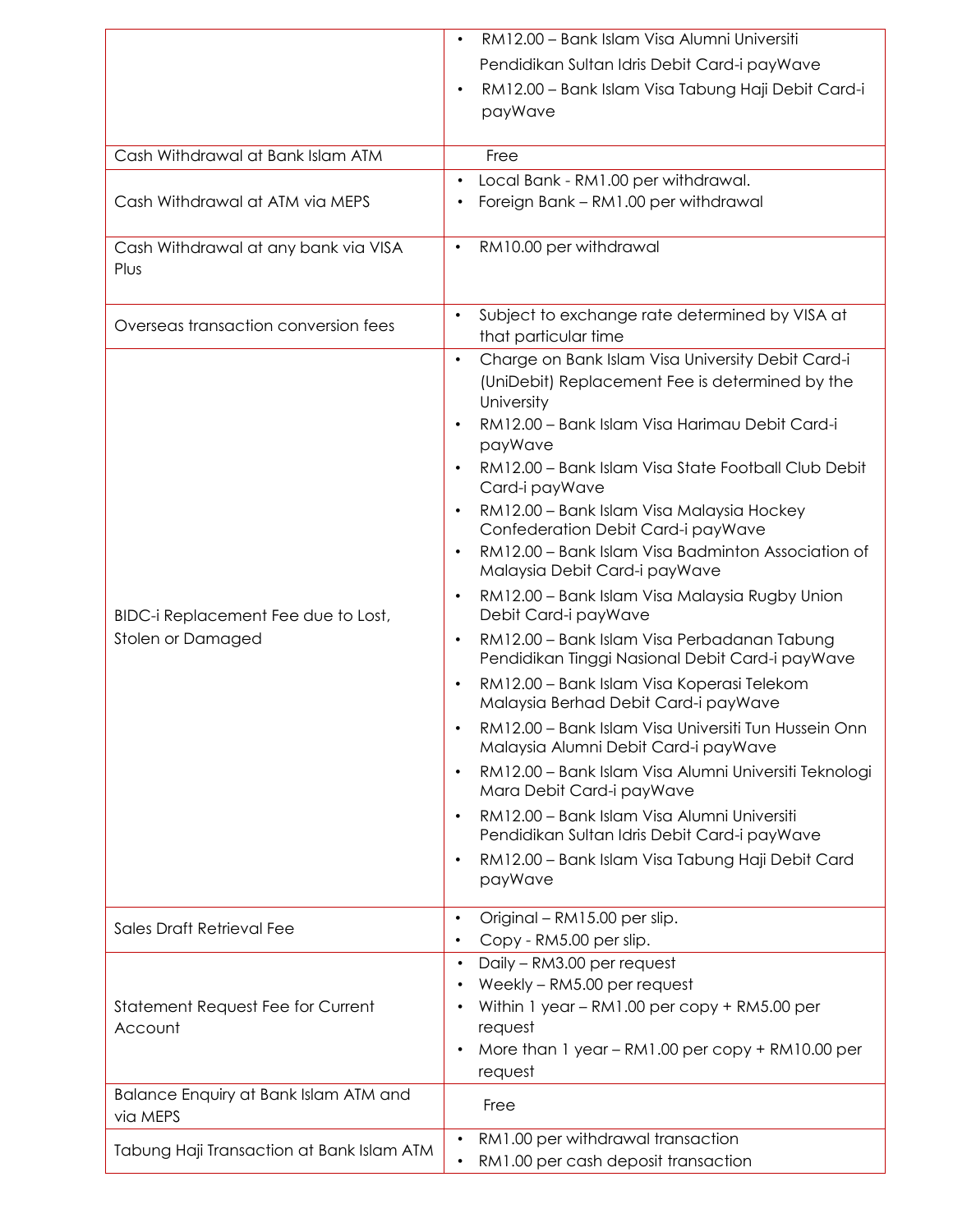| | |
|---|---|
| | • RM12.00 – Bank Islam Visa Alumni Universiti Pendidikan Sultan Idris Debit Card-i payWave<br>• RM12.00 – Bank Islam Visa Tabung Haji Debit Card-i payWave |
| Cash Withdrawal at Bank Islam ATM | Free |
| Cash Withdrawal at ATM via MEPS | • Local Bank - RM1.00 per withdrawal.<br>• Foreign Bank – RM1.00 per withdrawal |
| Cash Withdrawal at any bank via VISA Plus | • RM10.00 per withdrawal |
| Overseas transaction conversion fees | • Subject to exchange rate determined by VISA at that particular time |
| BIDC-i Replacement Fee due to Lost, Stolen or Damaged | • Charge on Bank Islam Visa University Debit Card-i (UniDebit) Replacement Fee is determined by the University<br>• RM12.00 – Bank Islam Visa Harimau Debit Card-i payWave<br>• RM12.00 – Bank Islam Visa State Football Club Debit Card-i payWave<br>• RM12.00 – Bank Islam Visa Malaysia Hockey Confederation Debit Card-i payWave<br>• RM12.00 – Bank Islam Visa Badminton Association of Malaysia Debit Card-i payWave<br>• RM12.00 – Bank Islam Visa Malaysia Rugby Union Debit Card-i payWave<br>• RM12.00 – Bank Islam Visa Perbadanan Tabung Pendidikan Tinggi Nasional Debit Card-i payWave<br>• RM12.00 – Bank Islam Visa Koperasi Telekom Malaysia Berhad Debit Card-i payWave<br>• RM12.00 – Bank Islam Visa Universiti Tun Hussein Onn Malaysia Alumni Debit Card-i payWave<br>• RM12.00 – Bank Islam Visa Alumni Universiti Teknologi Mara Debit Card-i payWave<br>• RM12.00 – Bank Islam Visa Alumni Universiti Pendidikan Sultan Idris Debit Card-i payWave<br>• RM12.00 – Bank Islam Visa Tabung Haji Debit Card payWave |
| Sales Draft Retrieval Fee | • Original – RM15.00 per slip.<br>• Copy - RM5.00 per slip. |
| Statement Request Fee for Current Account | • Daily – RM3.00 per request<br>• Weekly – RM5.00 per request<br>• Within 1 year – RM1.00 per copy + RM5.00 per request<br>• More than 1 year – RM1.00 per copy + RM10.00 per request |
| Balance Enquiry at Bank Islam ATM and via MEPS | Free |
| Tabung Haji Transaction at Bank Islam ATM | • RM1.00 per withdrawal transaction<br>• RM1.00 per cash deposit transaction |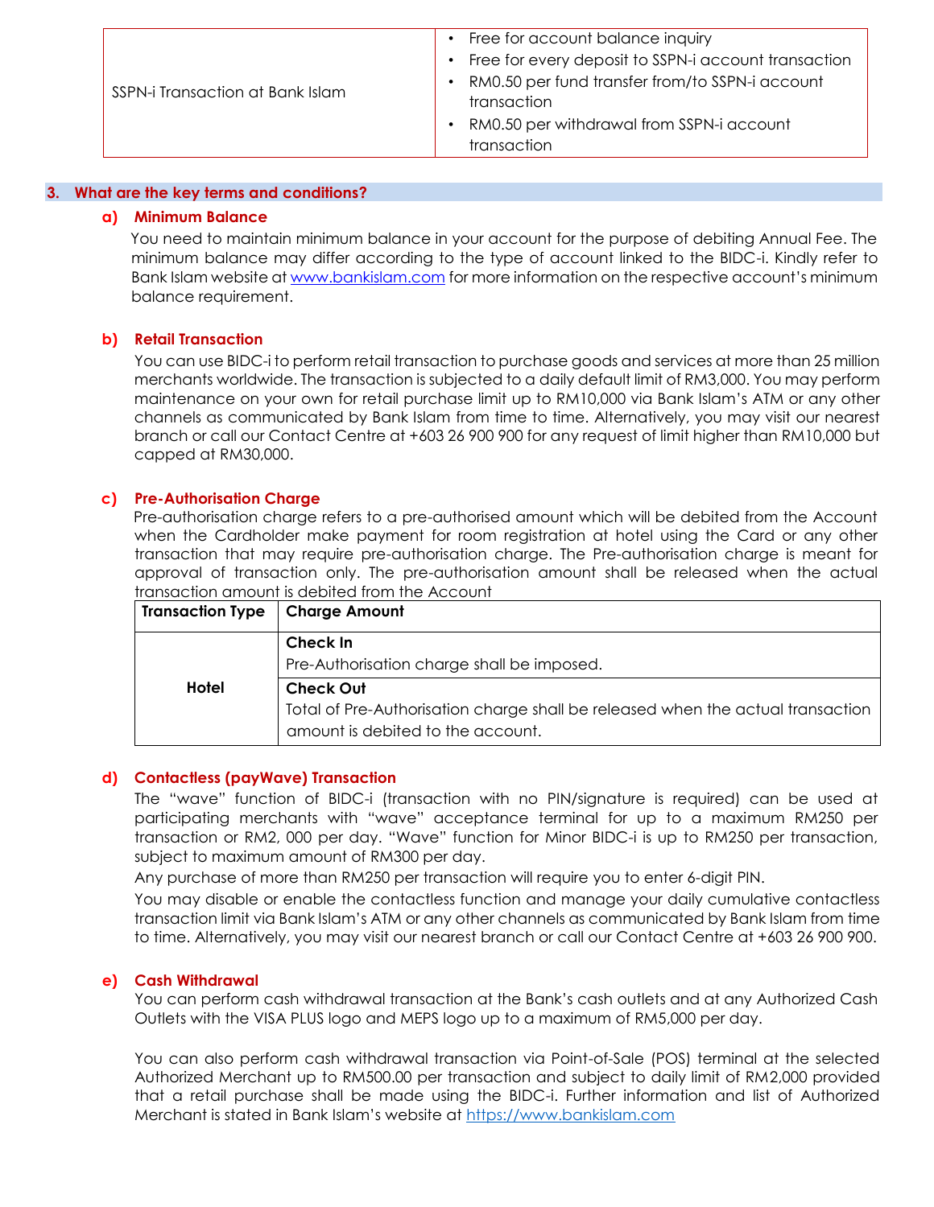| SSPN-i Transaction at Bank Islam | • Free for account balance inquiry<br>• Free for every deposit to SSPN-i account transaction<br>• RM0.50 per fund transfer from/to SSPN-i account transaction<br>• RM0.50 per withdrawal from SSPN-i account transaction |
|---|---|

## 3. What are the key terms and conditions?

### a) Minimum Balance

You need to maintain minimum balance in your account for the purpose of debiting Annual Fee. The minimum balance may differ according to the type of account linked to the BIDC-i. Kindly refer to Bank Islam website at www.bankislam.com for more information on the respective account's minimum balance requirement.

### b) Retail Transaction

You can use BIDC-i to perform retail transaction to purchase goods and services at more than 25 million merchants worldwide. The transaction is subjected to a daily default limit of RM3,000. You may perform maintenance on your own for retail purchase limit up to RM10,000 via Bank Islam's ATM or any other channels as communicated by Bank Islam from time to time. Alternatively, you may visit our nearest branch or call our Contact Centre at +603 26 900 900 for any request of limit higher than RM10,000 but capped at RM30,000.

### c) Pre-Authorisation Charge

Pre-authorisation charge refers to a pre-authorised amount which will be debited from the Account when the Cardholder make payment for room registration at hotel using the Card or any other transaction that may require pre-authorisation charge. The Pre-authorisation charge is meant for approval of transaction only. The pre-authorisation amount shall be released when the actual transaction amount is debited from the Account

| Transaction Type | Charge Amount |
|---|---|
| Hotel | **Check In**<br>Pre-Authorisation charge shall be imposed. |
| | **Check Out**<br>Total of Pre-Authorisation charge shall be released when the actual transaction amount is debited to the account. |

### d) Contactless (payWave) Transaction

The "wave" function of BIDC-i (transaction with no PIN/signature is required) can be used at participating merchants with "wave" acceptance terminal for up to a maximum RM250 per transaction or RM2, 000 per day. "Wave" function for Minor BIDC-i is up to RM250 per transaction, subject to maximum amount of RM300 per day.

Any purchase of more than RM250 per transaction will require you to enter 6-digit PIN.

You may disable or enable the contactless function and manage your daily cumulative contactless transaction limit via Bank Islam's ATM or any other channels as communicated by Bank Islam from time to time. Alternatively, you may visit our nearest branch or call our Contact Centre at +603 26 900 900.

### e) Cash Withdrawal

You can perform cash withdrawal transaction at the Bank's cash outlets and at any Authorized Cash Outlets with the VISA PLUS logo and MEPS logo up to a maximum of RM5,000 per day.

You can also perform cash withdrawal transaction via Point-of-Sale (POS) terminal at the selected Authorized Merchant up to RM500.00 per transaction and subject to daily limit of RM2,000 provided that a retail purchase shall be made using the BIDC-i. Further information and list of Authorized Merchant is stated in Bank Islam's website at https://www.bankislam.com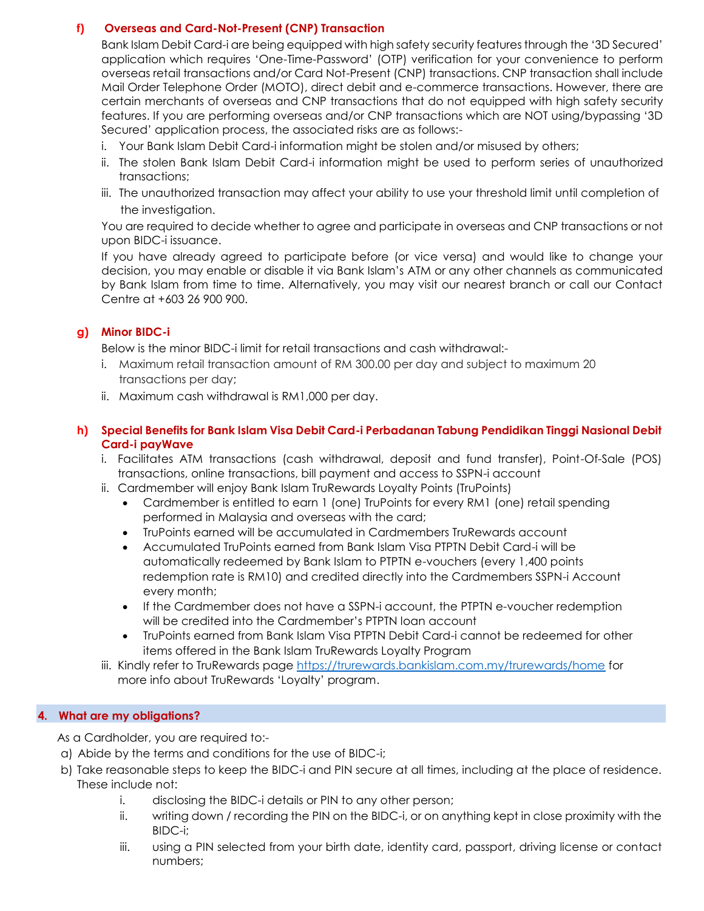### f) Overseas and Card-Not-Present (CNP) Transaction

Bank Islam Debit Card-i are being equipped with high safety security features through the '3D Secured' application which requires 'One-Time-Password' (OTP) verification for your convenience to perform overseas retail transactions and/or Card Not-Present (CNP) transactions. CNP transaction shall include Mail Order Telephone Order (MOTO), direct debit and e-commerce transactions. However, there are certain merchants of overseas and CNP transactions that do not equipped with high safety security features. If you are performing overseas and/or CNP transactions which are NOT using/bypassing '3D Secured' application process, the associated risks are as follows:-

i. Your Bank Islam Debit Card-i information might be stolen and/or misused by others;
ii. The stolen Bank Islam Debit Card-i information might be used to perform series of unauthorized transactions;
iii. The unauthorized transaction may affect your ability to use your threshold limit until completion of the investigation.

You are required to decide whether to agree and participate in overseas and CNP transactions or not upon BIDC-i issuance.

If you have already agreed to participate before (or vice versa) and would like to change your decision, you may enable or disable it via Bank Islam's ATM or any other channels as communicated by Bank Islam from time to time. Alternatively, you may visit our nearest branch or call our Contact Centre at +603 26 900 900.

### g) Minor BIDC-i

Below is the minor BIDC-i limit for retail transactions and cash withdrawal:-

i. Maximum retail transaction amount of RM 300.00 per day and subject to maximum 20 transactions per day;
ii. Maximum cash withdrawal is RM1,000 per day.

### h) Special Benefits for Bank Islam Visa Debit Card-i Perbadanan Tabung Pendidikan Tinggi Nasional Debit Card-i payWave

i. Facilitates ATM transactions (cash withdrawal, deposit and fund transfer), Point-Of-Sale (POS) transactions, online transactions, bill payment and access to SSPN-i account
ii. Cardmember will enjoy Bank Islam TruRewards Loyalty Points (TruPoints)
   - Cardmember is entitled to earn 1 (one) TruPoints for every RM1 (one) retail spending performed in Malaysia and overseas with the card;
   - TruPoints earned will be accumulated in Cardmembers TruRewards account
   - Accumulated TruPoints earned from Bank Islam Visa PTPTN Debit Card-i will be automatically redeemed by Bank Islam to PTPTN e-vouchers (every 1,400 points redemption rate is RM10) and credited directly into the Cardmembers SSPN-i Account every month;
   - If the Cardmember does not have a SSPN-i account, the PTPTN e-voucher redemption will be credited into the Cardmember's PTPTN loan account
   - TruPoints earned from Bank Islam Visa PTPTN Debit Card-i cannot be redeemed for other items offered in the Bank Islam TruRewards Loyalty Program
iii. Kindly refer to TruRewards page https://trurewards.bankislam.com.my/trurewards/home for more info about TruRewards 'Loyalty' program.

## 4. What are my obligations?

As a Cardholder, you are required to:-

a) Abide by the terms and conditions for the use of BIDC-i;
b) Take reasonable steps to keep the BIDC-i and PIN secure at all times, including at the place of residence. These include not:
   i. disclosing the BIDC-i details or PIN to any other person;
   ii. writing down / recording the PIN on the BIDC-i, or on anything kept in close proximity with the BIDC-i;
   iii. using a PIN selected from your birth date, identity card, passport, driving license or contact numbers;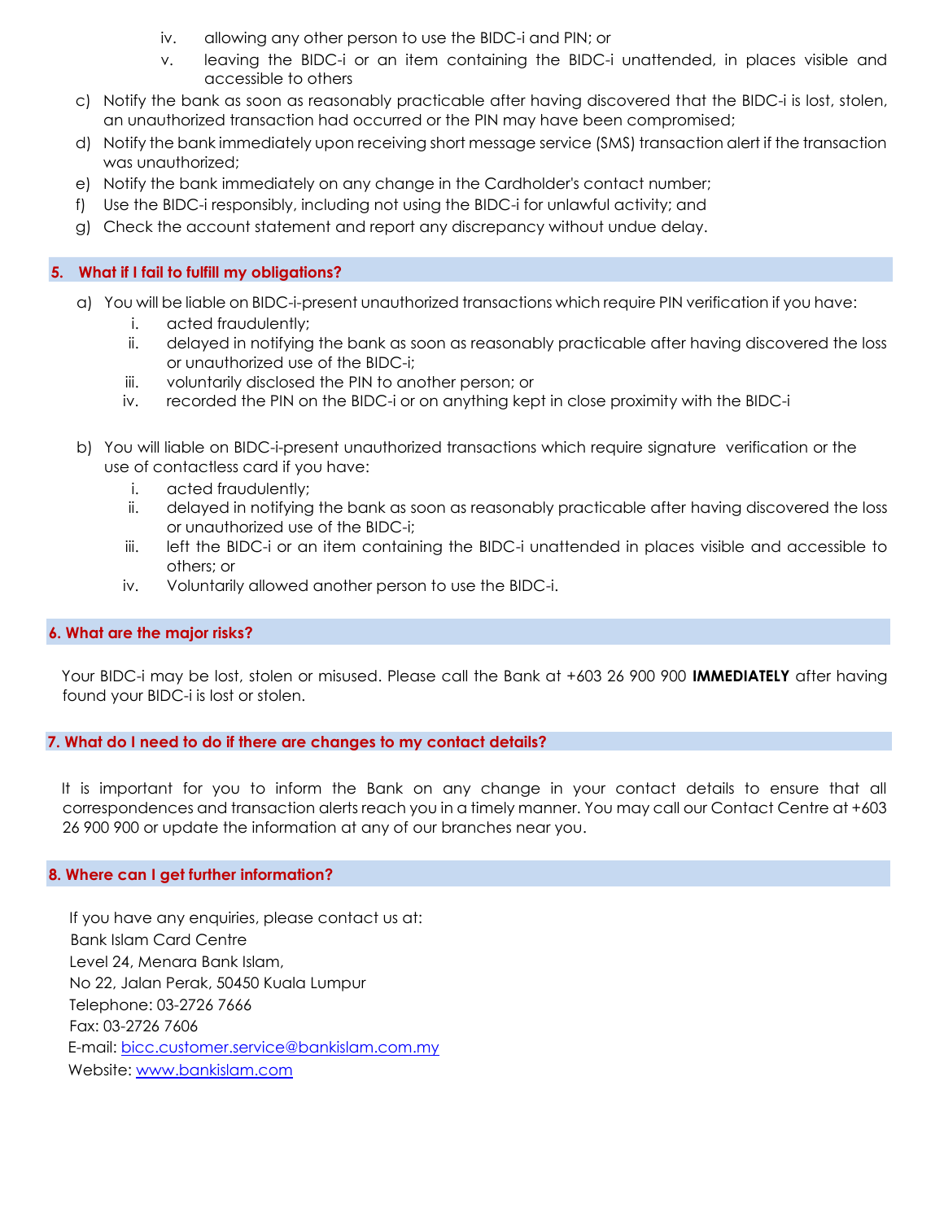iv. allowing any other person to use the BIDC-i and PIN; or
   v. leaving the BIDC-i or an item containing the BIDC-i unattended, in places visible and accessible to others

c) Notify the bank as soon as reasonably practicable after having discovered that the BIDC-i is lost, stolen, an unauthorized transaction had occurred or the PIN may have been compromised;
d) Notify the bank immediately upon receiving short message service (SMS) transaction alert if the transaction was unauthorized;
e) Notify the bank immediately on any change in the Cardholder's contact number;
f) Use the BIDC-i responsibly, including not using the BIDC-i for unlawful activity; and
g) Check the account statement and report any discrepancy without undue delay.

## 5. What if I fail to fulfill my obligations?

a) You will be liable on BIDC-i-present unauthorized transactions which require PIN verification if you have:
   i. acted fraudulently;
   ii. delayed in notifying the bank as soon as reasonably practicable after having discovered the loss or unauthorized use of the BIDC-i;
   iii. voluntarily disclosed the PIN to another person; or
   iv. recorded the PIN on the BIDC-i or on anything kept in close proximity with the BIDC-i

b) You will liable on BIDC-i-present unauthorized transactions which require signature verification or the use of contactless card if you have:
   i. acted fraudulently;
   ii. delayed in notifying the bank as soon as reasonably practicable after having discovered the loss or unauthorized use of the BIDC-i;
   iii. left the BIDC-i or an item containing the BIDC-i unattended in places visible and accessible to others; or
   iv. Voluntarily allowed another person to use the BIDC-i.

## 6. What are the major risks?

Your BIDC-i may be lost, stolen or misused. Please call the Bank at +603 26 900 900 **IMMEDIATELY** after having found your BIDC-i is lost or stolen.

## 7. What do I need to do if there are changes to my contact details?

It is important for you to inform the Bank on any change in your contact details to ensure that all correspondences and transaction alerts reach you in a timely manner. You may call our Contact Centre at +603 26 900 900 or update the information at any of our branches near you.

## 8. Where can I get further information?

If you have any enquiries, please contact us at:
Bank Islam Card Centre
Level 24, Menara Bank Islam,
No 22, Jalan Perak, 50450 Kuala Lumpur
Telephone: 03-2726 7666
Fax: 03-2726 7606
E-mail: bicc.customer.service@bankislam.com.my
Website: www.bankislam.com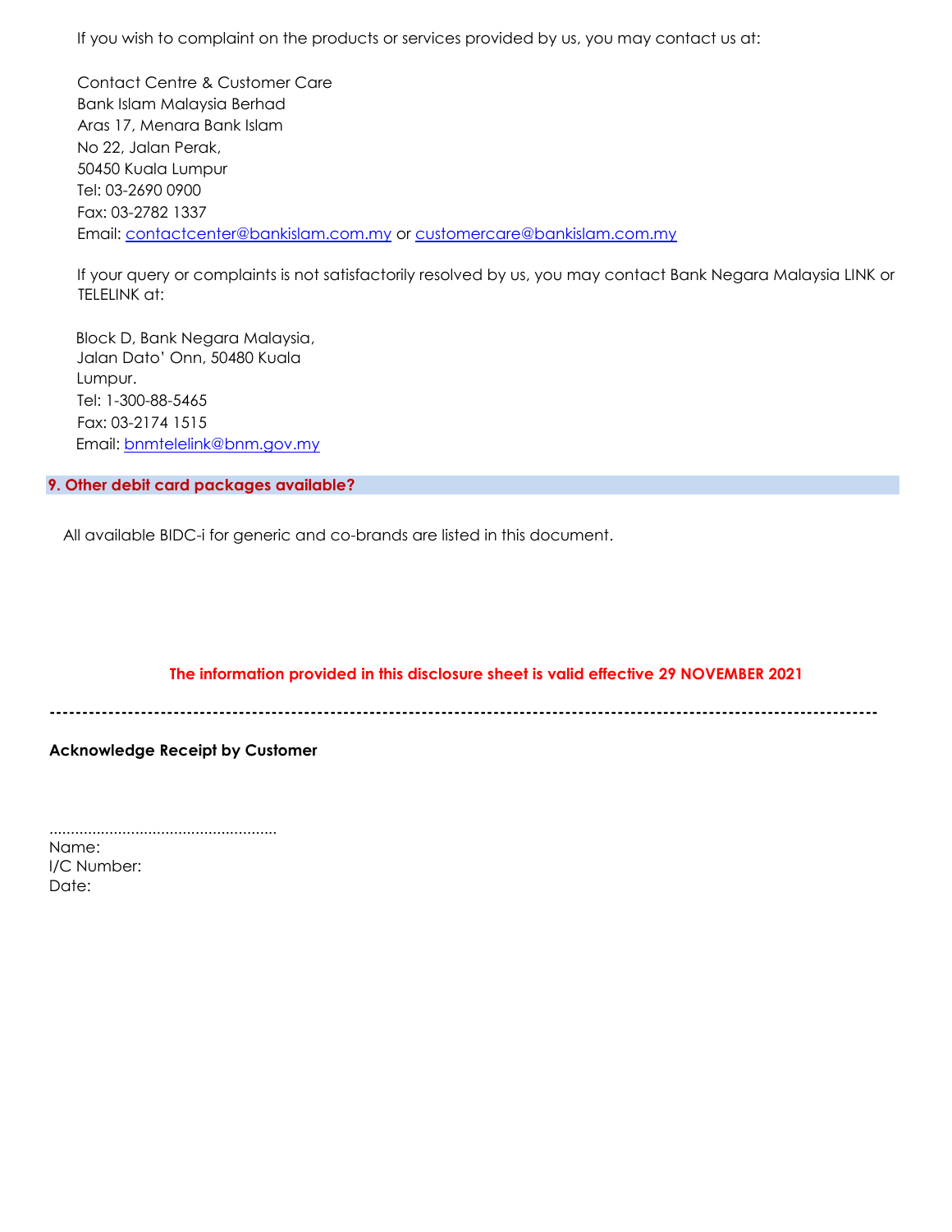If you wish to complaint on the products or services provided by us, you may contact us at:

Contact Centre & Customer Care
Bank Islam Malaysia Berhad
Aras 17, Menara Bank Islam
No 22, Jalan Perak,
50450 Kuala Lumpur
Tel: 03-2690 0900
Fax: 03-2782 1337
Email: contactcenter@bankislam.com.my or customercare@bankislam.com.my

If your query or complaints is not satisfactorily resolved by us, you may contact Bank Negara Malaysia LINK or TELELINK at:

Block D, Bank Negara Malaysia,
Jalan Dato' Onn, 50480 Kuala Lumpur.
Tel: 1-300-88-5465
Fax: 03-2174 1515
Email: bnmtelelink@bnm.gov.my

## 9. Other debit card packages available?

All available BIDC-i for generic and co-brands are listed in this document.

**The information provided in this disclosure sheet is valid effective 29 NOVEMBER 2021**

---

**Acknowledge Receipt by Customer**

.....................................................
Name:
I/C Number:
Date: